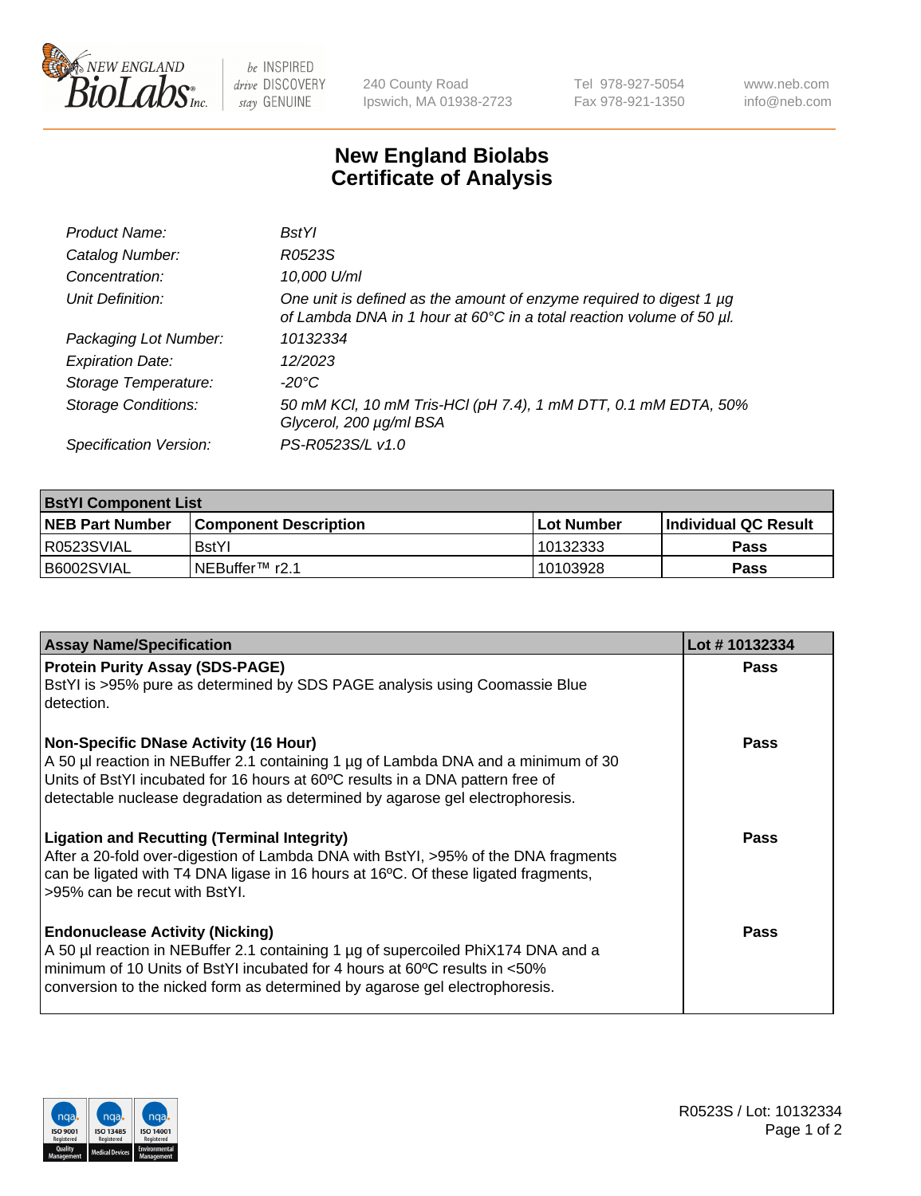New England Biolabs — be INSPIRED drive DISCOVERY stay GENUINE

240 County Road
Ipswich, MA 01938-2723

Tel 978-927-5054
Fax 978-921-1350

www.neb.com
info@neb.com

# New England Biolabs
# Certificate of Analysis

| | |
|---|---|
| *Product Name:* | *BstYI* |
| *Catalog Number:* | *R0523S* |
| *Concentration:* | *10,000 U/ml* |
| *Unit Definition:* | *One unit is defined as the amount of enzyme required to digest 1 µg of Lambda DNA in 1 hour at 60°C in a total reaction volume of 50 µl.* |
| *Packaging Lot Number:* | *10132334* |
| *Expiration Date:* | *12/2023* |
| *Storage Temperature:* | *-20°C* |
| *Storage Conditions:* | *50 mM KCl, 10 mM Tris-HCl (pH 7.4), 1 mM DTT, 0.1 mM EDTA, 50% Glycerol, 200 µg/ml BSA* |
| *Specification Version:* | *PS-R0523S/L v1.0* |

| **BstYI Component List** | | | |
|---|---|---|---|
| **NEB Part Number** | **Component Description** | **Lot Number** | **Individual QC Result** |
| R0523SVIAL | BstYI | 10132333 | **Pass** |
| B6002SVIAL | NEBuffer™ r2.1 | 10103928 | **Pass** |

| **Assay Name/Specification** | **Lot # 10132334** |
|---|---|
| **Protein Purity Assay (SDS-PAGE)**<br>BstYI is >95% pure as determined by SDS PAGE analysis using Coomassie Blue detection. | **Pass** |
| **Non-Specific DNase Activity (16 Hour)**<br>A 50 µl reaction in NEBuffer 2.1 containing 1 µg of Lambda DNA and a minimum of 30 Units of BstYI incubated for 16 hours at 60ºC results in a DNA pattern free of detectable nuclease degradation as determined by agarose gel electrophoresis. | **Pass** |
| **Ligation and Recutting (Terminal Integrity)**<br>After a 20-fold over-digestion of Lambda DNA with BstYI, >95% of the DNA fragments can be ligated with T4 DNA ligase in 16 hours at 16ºC. Of these ligated fragments, >95% can be recut with BstYI. | **Pass** |
| **Endonuclease Activity (Nicking)**<br>A 50 µl reaction in NEBuffer 2.1 containing 1 µg of supercoiled PhiX174 DNA and a minimum of 10 Units of BstYI incubated for 4 hours at 60ºC results in <50% conversion to the nicked form as determined by agarose gel electrophoresis. | **Pass** |

R0523S / Lot: 10132334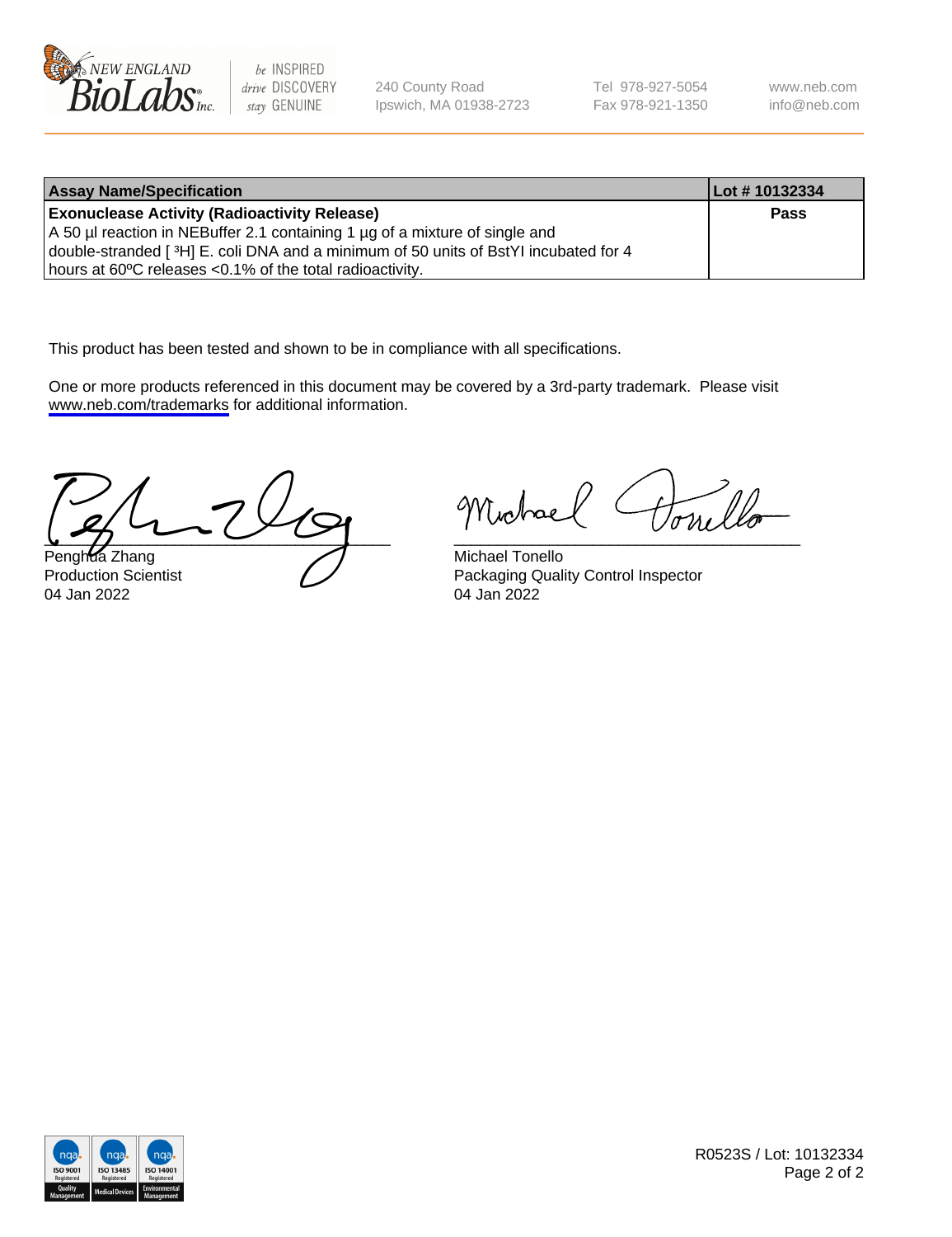| Assay Name/Specification | Lot # 10132334 |
| --- | --- |
| **Exonuclease Activity (Radioactivity Release)**<br>A 50 µl reaction in NEBuffer 2.1 containing 1 µg of a mixture of single and double-stranded [ $^3$H] E. coli DNA and a minimum of 50 units of BstYI incubated for 4 hours at 60ºC releases <0.1% of the total radioactivity. | **Pass** |

This product has been tested and shown to be in compliance with all specifications.

One or more products referenced in this document may be covered by a 3rd-party trademark. Please visit www.neb.com/trademarks for additional information.

Penghua Zhang
Production Scientist
04 Jan 2022

Michael Tonello
Packaging Quality Control Inspector
04 Jan 2022

R0523S / Lot: 10132334